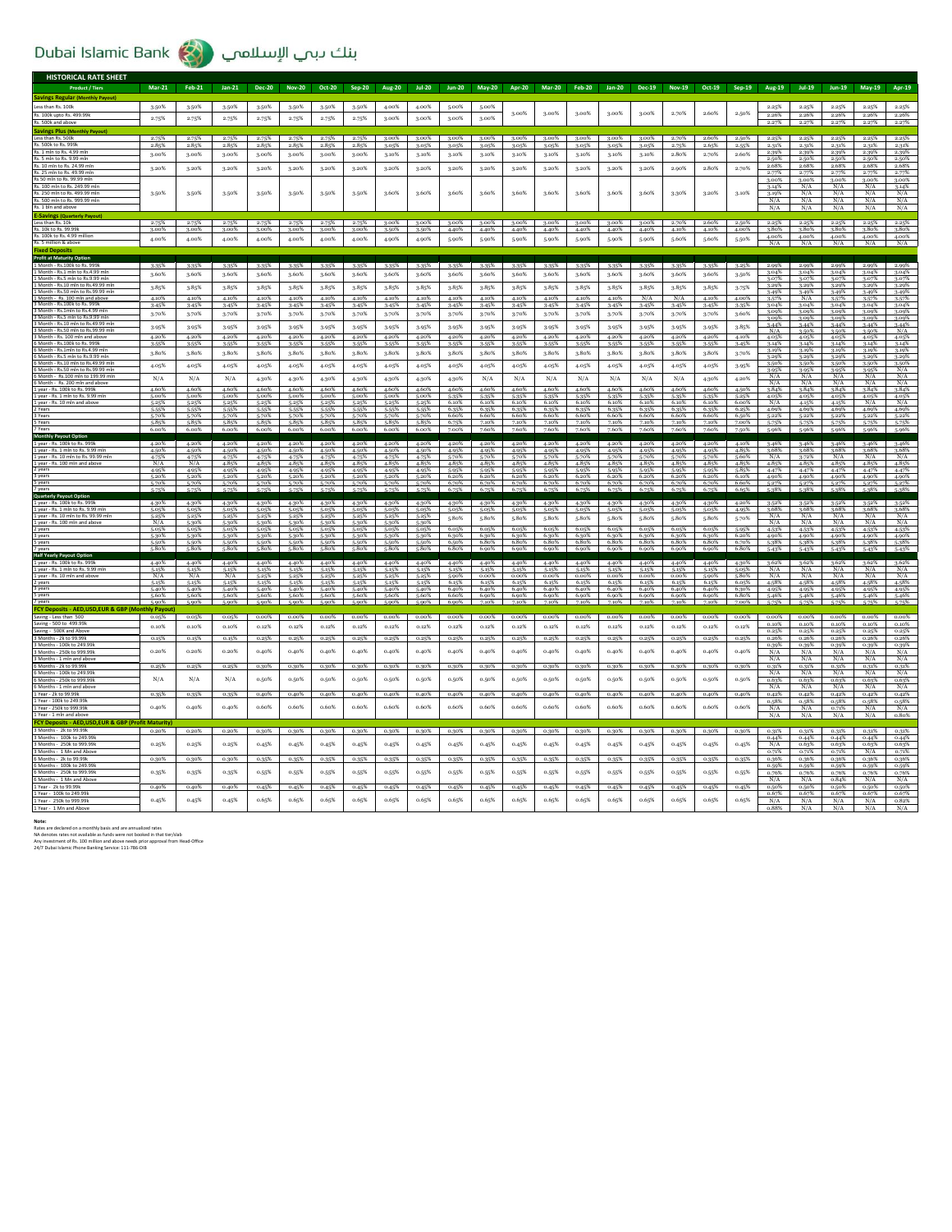# Dubai Islamic Bank بنك دبي الإسلامي

## HISTORICAL RATE SHEET

| Product / Tiers | Mar-21 | Feb-21 | Jan-21 | Dec-20 | Nov-20 | Oct-20 | Sep-20 | Aug-20 | Jul-20 | Jun-20 | May-20 | Apr-20 | Mar-20 | Feb-20 | Jan-20 | Dec-19 | Nov-19 | Oct-19 | Sep-19 | Aug-19 | Jul-19 | Jun-19 | May-19 | Apr-19 |
|---|---|---|---|---|---|---|---|---|---|---|---|---|---|---|---|---|---|---|---|---|---|---|---|---|
| **Savings Regular (Monthly Payout)** | | | | | | | | | | | | | | | | | | | | | | | | |
| Less than Rs. 100k | 3.50% | 3.50% | 3.50% | 3.50% | 3.50% | 3.50% | 3.50% | 4.00% | 4.00% | 5.00% | 5.00% | 3.00% | 3.00% | 3.00% | 3.00% | 3.00% | 2.70% | 2.60% | 2.50% | 2.25% | 2.25% | 2.25% | 2.25% | 2.25% |
| Rs. 100k upto Rs. 499.99k | 2.75% | 2.75% | 2.75% | 2.75% | 2.75% | 2.75% | 2.75% | 3.00% | 3.00% | 3.00% | 3.00% | | | | | | | | | 2.26% | 2.26% | 2.26% | 2.26% | 2.26% |
| Rs. 500k and above | | | | | | | | | | | | | | | | | | | | 2.27% | 2.27% | 2.27% | 2.27% | 2.27% |
| **Savings Plus (Monthly Payout)** | | | | | | | | | | | | | | | | | | | | | | | | |
| Less than Rs. 500k | 2.75% | 2.75% | 2.75% | 2.75% | 2.75% | 2.75% | 2.75% | 3.00% | 3.00% | 3.00% | 3.00% | 3.00% | 3.00% | 3.00% | 3.00% | 3.00% | 2.70% | 2.60% | 2.50% | 2.25% | 2.25% | 2.25% | 2.25% | 2.25% |
| Rs. 500k to Rs. 999k | 2.85% | 2.85% | 2.85% | 2.85% | 2.85% | 2.85% | 2.85% | 3.05% | 3.05% | 3.05% | 3.05% | 3.05% | 3.05% | 3.05% | 3.05% | 3.05% | 2.75% | 2.65% | 2.55% | 2.31% | 2.31% | 2.31% | 2.31% | 2.31% |
| Rs. 1 mln to Rs. 4.99 mln | 3.00% | 3.00% | 3.00% | 3.00% | 3.00% | 3.00% | 3.00% | 3.10% | 3.10% | 3.10% | 3.10% | 3.10% | 3.10% | 3.10% | 3.10% | 3.10% | 2.80% | 2.70% | 2.60% | 2.39% | 2.39% | 2.39% | 2.39% | 2.39% |
| Rs. 5 mln to Rs. 9.99 mln | | | | | | | | | | | | | | | | | | | | 2.50% | 2.50% | 2.50% | 2.50% | 2.50% |
| Rs. 10 mln to Rs. 24.99 mln | 3.20% | 3.20% | 3.20% | 3.20% | 3.20% | 3.20% | 3.20% | 3.20% | 3.20% | 3.20% | 3.20% | 3.20% | 3.20% | 3.20% | 3.20% | 3.20% | 2.90% | 2.80% | 2.70% | 2.68% | 2.68% | 2.68% | 2.68% | 2.68% |
| Rs. 25 mln to Rs. 49.99 mln | | | | | | | | | | | | | | | | | | | | 2.77% | 2.77% | 2.77% | 2.77% | 2.77% |
| Rs 50 mln to Rs. 99.99 mln | 3.50% | 3.50% | 3.50% | 3.50% | 3.50% | 3.50% | 3.50% | 3.60% | 3.60% | 3.60% | 3.60% | 3.60% | 3.60% | 3.60% | 3.60% | 3.60% | 3.30% | 3.20% | 3.10% | 3.00% | 3.00% | 3.00% | 3.00% | 3.00% |
| Rs. 100 mln to Rs. 249.99 mln | | | | | | | | | | | | | | | | | | | | 3.14% | N/A | N/A | N/A | 3.14% |
| Rs. 250 mln to Rs. 499.99 mln | | | | | | | | | | | | | | | | | | | | 3.29% | N/A | N/A | N/A | N/A |
| Rs. 500 mln to Rs. 999.99 mln | | | | | | | | | | | | | | | | | | | | N/A | N/A | N/A | N/A | N/A |
| Rs. 1 bln and above | | | | | | | | | | | | | | | | | | | | N/A | N/A | N/A | N/A | N/A |
| **E-Savings (Quarterly Payout)** | | | | | | | | | | | | | | | | | | | | | | | | |
| Less than Rs. 10k | 2.75% | 2.75% | 2.75% | 2.75% | 2.75% | 2.75% | 2.75% | 3.00% | 3.00% | 3.00% | 3.00% | 3.00% | 3.00% | 3.00% | 3.00% | 3.00% | 2.70% | 2.60% | 2.50% | 2.25% | 2.25% | 2.25% | 2.25% | 2.25% |
| Rs. 10k to Rs. 99.99k | 3.00% | 3.00% | 3.00% | 3.00% | 3.00% | 3.00% | 3.00% | 3.50% | 3.50% | 4.40% | 4.40% | 4.40% | 4.40% | 4.40% | 4.40% | 4.40% | 4.10% | 4.10% | 4.00% | 3.80% | 3.80% | 3.80% | 3.80% | 3.80% |
| Rs. 100k to Rs. 4.99 million | 4.00% | 4.00% | 4.00% | 4.00% | 4.00% | 4.00% | 4.00% | 4.90% | 4.90% | 5.90% | 5.90% | 5.90% | 5.90% | 5.90% | 5.90% | 5.90% | 5.60% | 5.60% | 5.50% | 4.00% | 4.00% | 4.00% | 4.00% | 4.00% |
| Rs. 5 million & above | | | | | | | | | | | | | | | | | | | | N/A | N/A | N/A | N/A | N/A |
| **Fixed Deposits** | | | | | | | | | | | | | | | | | | | | | | | | |
| **Profit at Maturity Option** | | | | | | | | | | | | | | | | | | | | | | | | |
| 1 Month - Rs.100k to Rs. 999k | 3.35% | 3.35% | 3.35% | 3.35% | 3.35% | 3.35% | 3.35% | 3.35% | 3.35% | 3.35% | 3.35% | 3.35% | 3.35% | 3.35% | 3.35% | 3.35% | 3.35% | 3.35% | 3.25% | 2.99% | 2.99% | 2.99% | 2.99% | 2.99% |
| 1 Month - Rs.1 mln to Rs.4.99 mln | 3.60% | 3.60% | 3.60% | 3.60% | 3.60% | 3.60% | 3.60% | 3.60% | 3.60% | 3.60% | 3.60% | 3.60% | 3.60% | 3.60% | 3.60% | 3.60% | 3.60% | 3.60% | 3.50% | 3.04% | 3.04% | 3.04% | 3.04% | 3.04% |
| 1 Month - Rs.5 mln to Rs.9.99 mln | | | | | | | | | | | | | | | | | | | | 3.07% | 3.07% | 3.07% | 3.07% | 3.07% |
| 1 Month - Rs.10 mln to Rs.49.99 mln | 3.85% | 3.85% | 3.85% | 3.85% | 3.85% | 3.85% | 3.85% | 3.85% | 3.85% | 3.85% | 3.85% | 3.85% | 3.85% | 3.85% | 3.85% | 3.85% | 3.85% | 3.85% | 3.75% | 3.29% | 3.29% | 3.29% | 3.29% | 3.29% |
| 1 Month - Rs.50 mln to Rs.99.99 mln | | | | | | | | | | | | | | | | | | | | 3.49% | 3.49% | 3.49% | 3.49% | 3.49% |
| 1 Month - Rs. 100 mln and above | 4.10% | 4.10% | 4.10% | 4.10% | 4.10% | 4.10% | 4.10% | 4.10% | 4.10% | 4.10% | 4.10% | 4.10% | 4.10% | 4.10% | 4.10% | N/A | N/A | 4.10% | 4.00% | 3.57% | N/A | 3.57% | 3.57% | 3.57% |
| 3 Month - Rs.100k to Rs. 999k | 3.45% | 3.45% | 3.45% | 3.45% | 3.45% | 3.45% | 3.45% | 3.45% | 3.45% | 3.45% | 3.45% | 3.45% | 3.45% | 3.45% | 3.45% | 3.45% | 3.45% | 3.45% | 3.35% | 3.04% | 3.04% | 3.04% | 3.04% | 3.04% |
| 3 Month - Rs.1mln to Rs.4.99 mln | 3.70% | 3.70% | 3.70% | 3.70% | 3.70% | 3.70% | 3.70% | 3.70% | 3.70% | 3.70% | 3.70% | 3.70% | 3.70% | 3.70% | 3.70% | 3.70% | 3.70% | 3.70% | 3.60% | 3.09% | 3.09% | 3.09% | 3.09% | 3.09% |
| 3 Month - Rs.5 mln to Rs.9.99 mln | | | | | | | | | | | | | | | | | | | | 3.09% | 3.09% | 3.09% | 3.09% | 3.09% |
| 3 Month - Rs.10 mln to Rs.49.99 mln | 3.95% | 3.95% | 3.95% | 3.95% | 3.95% | 3.95% | 3.95% | 3.95% | 3.95% | 3.95% | 3.95% | 3.95% | 3.95% | 3.95% | 3.95% | 3.95% | 3.95% | 3.95% | 3.85% | 3.44% | 3.44% | 3.44% | 3.44% | 3.44% |
| 3 Month - Rs.50 mln to Rs.99.99 mln | | | | | | | | | | | | | | | | | | | | N/A | 3.50% | 3.50% | 3.50% | N/A |
| 3 Month - Rs. 100 mln and above | 4.20% | 4.20% | 4.20% | 4.20% | 4.20% | 4.20% | 4.20% | 4.20% | 4.20% | 4.20% | 4.20% | 4.20% | 4.20% | 4.20% | 4.20% | 4.20% | 4.20% | 4.20% | 4.10% | 4.05% | 4.05% | 4.05% | 4.05% | 4.05% |
| 6 Month - Rs.100k to Rs. 999k | 3.55% | 3.55% | 3.55% | 3.55% | 3.55% | 3.55% | 3.55% | 3.55% | 3.55% | 3.55% | 3.55% | 3.55% | 3.55% | 3.55% | 3.55% | 3.55% | 3.55% | 3.55% | 3.45% | 3.14% | 3.14% | 3.14% | 3.14% | 3.14% |
| 6 Month - Rs.1mln to Rs.4.99 mln | 3.80% | 3.80% | 3.80% | 3.80% | 3.80% | 3.80% | 3.80% | 3.80% | 3.80% | 3.80% | 3.80% | 3.80% | 3.80% | 3.80% | 3.80% | 3.80% | 3.80% | 3.80% | 3.70% | 3.19% | 3.19% | 3.19% | 3.19% | 3.19% |
| 6 Month - Rs.5 mln to Rs.9.99 mln | | | | | | | | | | | | | | | | | | | | 3.29% | 3.29% | 3.29% | 3.29% | 3.29% |
| 6 Month - Rs.10 mln to Rs.49.99 mln | 4.05% | 4.05% | 4.05% | 4.05% | 4.05% | 4.05% | 4.05% | 4.05% | 4.05% | 4.05% | 4.05% | 4.05% | 4.05% | 4.05% | 4.05% | 4.05% | 4.05% | 4.05% | 3.95% | 3.50% | 3.50% | 3.50% | 3.50% | 3.50% |
| 6 Month - Rs.50 mln to Rs.99.99 mln | | | | | | | | | | | | | | | | | | | | 3.95% | 3.95% | 3.95% | 3.95% | 3.95% |
| 6 Month - Rs.100 mln to 199.99 mln | N/A | N/A | N/A | 4.30% | 4.30% | 4.30% | 4.30% | 4.30% | 4.30% | 4.30% | N/A | N/A | N/A | N/A | N/A | N/A | N/A | 4.30% | 4.20% | N/A | N/A | N/A | N/A | N/A |
| 6 Month - Rs. 200 mln and above | | | | | | | | | | | | | | | | | | | | N/A | N/A | N/A | N/A | N/A |
| 1 year - Rs. 100k to Rs. 999k | 4.60% | 4.60% | 4.60% | 4.60% | 4.60% | 4.60% | 4.60% | 4.60% | 4.60% | 4.60% | 4.60% | 4.60% | 4.60% | 4.60% | 4.60% | 4.60% | 4.60% | 4.60% | 4.50% | 3.84% | 3.84% | 3.84% | 3.84% | 3.84% |
| 1 year - Rs. 1 mln to Rs. 9.99 mln | 5.00% | 5.00% | 5.00% | 5.00% | 5.00% | 5.00% | 5.00% | 5.00% | 5.00% | 5.35% | 5.35% | 5.35% | 5.35% | 5.35% | 5.35% | 5.35% | 5.35% | 5.35% | 5.25% | 4.05% | 4.05% | 4.05% | 4.05% | 4.05% |
| 1 year - Rs. 10 mln and above | 5.25% | 5.25% | 5.25% | 5.25% | 5.25% | 5.25% | 5.25% | 5.25% | 5.25% | 6.10% | 6.10% | 6.10% | 6.10% | 6.10% | 6.10% | 6.10% | 6.10% | 6.10% | 6.00% | N/A | 4.15% | 4.15% | N/A | N/A |
| 2 Years | 5.55% | 5.55% | 5.55% | 5.55% | 5.55% | 5.55% | 5.55% | 5.55% | 5.55% | 6.35% | 6.35% | 6.35% | 6.35% | 6.35% | 6.35% | 6.35% | 6.35% | 6.35% | 6.25% | 4.60% | 4.60% | 4.60% | 4.60% | 4.60% |
| 3 Years | 5.70% | 5.70% | 5.70% | 5.70% | 5.70% | 5.70% | 5.70% | 5.70% | 5.70% | 6.60% | 6.60% | 6.60% | 6.60% | 6.60% | 6.60% | 6.60% | 6.60% | 6.60% | 6.50% | 5.22% | 5.22% | 5.22% | 5.22% | 5.22% |
| 5 Years | 5.85% | 5.85% | 5.85% | 5.85% | 5.85% | 5.85% | 5.85% | 5.85% | 5.85% | 6.75% | 7.10% | 7.10% | 7.10% | 7.10% | 7.10% | 7.10% | 7.10% | 7.10% | 7.00% | 5.75% | 5.75% | 5.75% | 5.75% | 5.75% |
| 7 Years | 6.00% | 6.00% | 6.00% | 6.00% | 6.00% | 6.00% | 6.00% | 6.00% | 6.00% | 7.00% | 7.60% | 7.60% | 7.60% | 7.60% | 7.60% | 7.60% | 7.60% | 7.60% | 7.50% | 5.96% | 5.96% | 5.96% | 5.96% | 5.96% |
| **Monthly Payout Option** | | | | | | | | | | | | | | | | | | | | | | | | |
| 1 year - Rs. 100k to Rs. 999k | 4.20% | 4.20% | 4.20% | 4.20% | 4.20% | 4.20% | 4.20% | 4.20% | 4.20% | 4.20% | 4.20% | 4.20% | 4.20% | 4.20% | 4.20% | 4.20% | 4.20% | 4.20% | 4.10% | 3.46% | 3.46% | 3.46% | 3.46% | 3.46% |
| 1 year - Rs. 1 mln to Rs. 9.99 mln | 4.50% | 4.50% | 4.50% | 4.50% | 4.50% | 4.50% | 4.50% | 4.50% | 4.50% | 4.95% | 4.95% | 4.95% | 4.95% | 4.95% | 4.95% | 4.95% | 4.95% | 4.95% | 4.85% | 3.68% | 3.68% | 3.68% | 3.68% | 3.68% |
| 1 year - Rs. 10 mln to Rs. 99.99 mln | 4.75% | 4.75% | 4.75% | 4.75% | 4.75% | 4.75% | 4.75% | 4.75% | 4.75% | 5.70% | 5.70% | 5.70% | 5.70% | 5.70% | 5.70% | 5.70% | 5.70% | 5.70% | 5.60% | N/A | 3.72% | N/A | N/A | N/A |
| 1 year - Rs. 100 mln and above | N/A | N/A | 4.85% | 4.85% | 4.85% | 4.85% | 4.85% | 4.85% | 4.85% | 4.85% | 4.85% | 4.85% | 4.85% | 4.85% | 4.85% | 4.85% | 4.85% | 4.85% | 4.85% | 4.85% | 4.85% | 4.85% | 4.85% | 4.85% |
| 2 years | 4.95% | 4.95% | 4.95% | 4.95% | 4.95% | 4.95% | 4.95% | 4.95% | 4.95% | 5.95% | 5.95% | 5.95% | 5.95% | 5.95% | 5.95% | 5.95% | 5.95% | 5.95% | 5.85% | 4.47% | 4.47% | 4.47% | 4.47% | 4.47% |
| 3 years | 5.20% | 5.20% | 5.20% | 5.20% | 5.20% | 5.20% | 5.20% | 5.20% | 5.20% | 6.20% | 6.20% | 6.20% | 6.20% | 6.20% | 6.20% | 6.20% | 6.20% | 6.20% | 6.10% | 4.90% | 4.90% | 4.90% | 4.90% | 4.90% |
| 5 years | 5.70% | 5.70% | 5.70% | 5.70% | 5.70% | 5.70% | 5.70% | 5.70% | 5.70% | 6.70% | 6.70% | 6.70% | 6.70% | 6.70% | 6.70% | 6.70% | 6.70% | 6.70% | 6.60% | 5.27% | 5.27% | 5.27% | 5.27% | 5.27% |
| 7 years | 5.75% | 5.75% | 5.75% | 5.75% | 5.75% | 5.75% | 5.75% | 5.75% | 5.75% | 6.75% | 6.75% | 6.75% | 6.75% | 6.75% | 6.75% | 6.75% | 6.75% | 6.75% | 6.65% | 5.38% | 5.38% | 5.38% | 5.38% | 5.38% |
| **Quarterly Payout Option** | | | | | | | | | | | | | | | | | | | | | | | | |
| 1 year - Rs. 100k to Rs. 999k | 4.30% | 4.30% | 4.30% | 4.30% | 4.30% | 4.30% | 4.30% | 4.30% | 4.30% | 4.30% | 4.30% | 4.30% | 4.30% | 4.30% | 4.30% | 4.30% | 4.30% | 4.30% | 4.20% | 3.52% | 3.52% | 3.52% | 3.52% | 3.52% |
| 1 year - Rs. 1 mln to Rs. 9.99 mln | 5.05% | 5.05% | 5.05% | 5.05% | 5.05% | 5.05% | 5.05% | 5.05% | 5.05% | 5.05% | 5.05% | 5.05% | 5.05% | 5.05% | 5.05% | 5.05% | 5.05% | 5.05% | 4.95% | 3.68% | 3.68% | 3.68% | 3.68% | 3.68% |
| 1 year - Rs. 10 mln to Rs. 99.99 mln | 5.25% | 5.25% | 5.25% | 5.25% | 5.25% | 5.25% | 5.25% | 5.25% | 5.25% | 5.80% | 5.80% | 5.80% | 5.80% | 5.80% | 5.80% | 5.80% | 5.80% | 5.80% | 5.70% | N/A | 3.72% | N/A | N/A | N/A |
| 1 year - Rs. 100 mln and above | N/A | 5.30% | 5.30% | 5.30% | 5.30% | 5.30% | 5.30% | 5.30% | 5.30% | | | | | | | | | | | N/A | N/A | N/A | N/A | N/A |
| 2 years | 5.05% | 5.05% | 5.05% | 5.05% | 5.05% | 5.05% | 5.05% | 5.05% | 5.05% | 6.05% | 6.05% | 6.05% | 6.05% | 6.05% | 6.05% | 6.05% | 6.05% | 6.05% | 5.95% | 4.53% | 4.53% | 4.53% | 4.53% | 4.53% |
| 3 years | 5.30% | 5.30% | 5.30% | 5.30% | 5.30% | 5.30% | 5.30% | 5.30% | 5.30% | 6.30% | 6.30% | 6.30% | 6.30% | 6.30% | 6.30% | 6.30% | 6.30% | 6.30% | 6.20% | 4.90% | 4.90% | 4.90% | 4.90% | 4.90% |
| 5 years | 5.50% | 5.50% | 5.50% | 5.50% | 5.50% | 5.50% | 5.50% | 5.50% | 5.50% | 6.50% | 6.80% | 6.80% | 6.80% | 6.80% | 6.80% | 6.80% | 6.80% | 6.80% | 6.70% | 5.38% | 5.38% | 5.38% | 5.38% | 5.38% |
| 7 years | 5.80% | 5.80% | 5.80% | 5.80% | 5.80% | 5.80% | 5.80% | 5.80% | 5.80% | 6.80% | 6.90% | 6.90% | 6.90% | 6.90% | 6.90% | 6.90% | 6.90% | 6.90% | 6.80% | 5.43% | 5.43% | 5.43% | 5.43% | 5.43% |
| **Half Yearly Payout Option** | | | | | | | | | | | | | | | | | | | | | | | | |
| 1 year - Rs. 100k to Rs. 999k | 4.40% | 4.40% | 4.40% | 4.40% | 4.40% | 4.40% | 4.40% | 4.40% | 4.40% | 4.40% | 4.40% | 4.40% | 4.40% | 4.40% | 4.40% | 4.40% | 4.40% | 4.40% | 4.30% | 3.62% | 3.62% | 3.62% | 3.62% | 3.62% |
| 1 year - Rs. 1 mln to Rs. 9.99 mln | 5.15% | 5.15% | 5.15% | 5.15% | 5.15% | 5.15% | 5.15% | 5.15% | 5.15% | 5.15% | 5.15% | 5.15% | 5.15% | 5.15% | 5.15% | 5.15% | 5.15% | 5.15% | 5.05% | N/A | N/A | N/A | N/A | N/A |
| 1 year - Rs. 10 mln and above | N/A | N/A | N/A | 5.25% | 5.25% | 5.25% | 5.25% | 5.25% | 5.25% | 5.90% | 0.00% | 0.00% | 0.00% | 0.00% | 0.00% | 0.00% | 0.00% | 5.90% | 5.80% | N/A | N/A | N/A | N/A | N/A |
| 2 years | 5.15% | 5.15% | 5.15% | 5.15% | 5.15% | 5.15% | 5.15% | 5.15% | 5.15% | 6.15% | 6.15% | 6.15% | 6.15% | 6.15% | 6.15% | 6.15% | 6.15% | 6.15% | 6.05% | 4.58% | 4.58% | 4.58% | 4.58% | 4.58% |
| 3 years | 5.40% | 5.40% | 5.40% | 5.40% | 5.40% | 5.40% | 5.40% | 5.40% | 5.40% | 6.40% | 6.40% | 6.40% | 6.40% | 6.40% | 6.40% | 6.40% | 6.40% | 6.40% | 6.30% | 4.95% | 4.95% | 4.95% | 4.95% | 4.95% |
| 5 years | 5.60% | 5.60% | 5.60% | 5.60% | 5.60% | 5.60% | 5.60% | 5.60% | 5.60% | 6.60% | 6.90% | 6.90% | 6.90% | 6.90% | 6.90% | 6.90% | 6.90% | 6.90% | 6.80% | 5.46% | 5.46% | 5.46% | 5.46% | 5.46% |
| 7 years | 5.90% | 5.90% | 5.90% | 5.90% | 5.90% | 5.90% | 5.90% | 5.90% | 5.90% | 6.90% | 7.10% | 7.10% | 7.10% | 7.10% | 7.10% | 7.10% | 7.10% | 7.10% | 7.00% | 5.75% | 5.75% | 5.75% | 5.75% | 5.75% |
| **FCY Deposits - AED,USD,EUR & GBP (Monthly Payout)** | | | | | | | | | | | | | | | | | | | | | | | | |
| Saving - Less than 500 | 0.05% | 0.05% | 0.05% | 0.00% | 0.00% | 0.00% | 0.00% | 0.00% | 0.00% | 0.00% | 0.00% | 0.00% | 0.00% | 0.00% | 0.00% | 0.00% | 0.00% | 0.00% | 0.00% | 0.00% | 0.00% | 0.00% | 0.00% | 0.00% |
| Saving - 500 to 499.99k | 0.10% | 0.10% | 0.10% | 0.12% | 0.12% | 0.12% | 0.12% | 0.12% | 0.12% | 0.12% | 0.12% | 0.12% | 0.12% | 0.12% | 0.12% | 0.12% | 0.12% | 0.12% | 0.12% | 0.10% | 0.10% | 0.10% | 0.10% | 0.10% |
| Saving - 500K and Above | | | | | | | | | | | | | | | | | | | | 0.25% | 0.25% | 0.25% | 0.25% | 0.25% |
| 3 Months - 2k to 99.99k | 0.15% | 0.15% | 0.15% | 0.25% | 0.25% | 0.25% | 0.25% | 0.25% | 0.25% | 0.25% | 0.25% | 0.25% | 0.25% | 0.25% | 0.25% | 0.25% | 0.25% | 0.25% | 0.25% | 0.26% | 0.26% | 0.26% | 0.26% | 0.26% |
| 3 Months - 100k to 249.99k | 0.20% | 0.20% | 0.20% | 0.40% | 0.40% | 0.40% | 0.40% | 0.40% | 0.40% | 0.40% | 0.40% | 0.40% | 0.40% | 0.40% | 0.40% | 0.40% | 0.40% | 0.40% | 0.40% | 0.39% | 0.39% | 0.39% | 0.39% | 0.39% |
| 3 Months - 250k to 999.99k | | | | | | | | | | | | | | | | | | | | N/A | N/A | N/A | N/A | N/A |
| 3 Months - 1 mln and above | | | | | | | | | | | | | | | | | | | | N/A | N/A | N/A | N/A | N/A |
| 6 Months - 2k to 99.99k | 0.25% | 0.25% | 0.25% | 0.30% | 0.30% | 0.30% | 0.30% | 0.30% | 0.30% | 0.30% | 0.30% | 0.30% | 0.30% | 0.30% | 0.30% | 0.30% | 0.30% | 0.30% | 0.30% | 0.31% | 0.31% | 0.31% | 0.31% | 0.31% |
| 6 Months - 100k to 249.99k | N/A | N/A | N/A | 0.50% | 0.50% | 0.50% | 0.50% | 0.50% | 0.50% | 0.50% | 0.50% | 0.50% | 0.50% | 0.50% | 0.50% | 0.50% | 0.50% | 0.50% | 0.50% | N/A | N/A | N/A | N/A | N/A |
| 6 Months - 250k to 999.99k | | | | | | | | | | | | | | | | | | | | 0.63% | 0.63% | 0.63% | 0.63% | 0.63% |
| 6 Months - 1 mln and above | | | | | | | | | | | | | | | | | | | | N/A | N/A | N/A | N/A | N/A |
| 1 Year - 2k to 99.99k | 0.35% | 0.35% | 0.35% | 0.40% | 0.40% | 0.40% | 0.40% | 0.40% | 0.40% | 0.40% | 0.40% | 0.40% | 0.40% | 0.40% | 0.40% | 0.40% | 0.40% | 0.40% | 0.40% | 0.42% | 0.42% | 0.42% | 0.42% | 0.42% |
| 1 Year - 100k to 249.99k | 0.40% | 0.40% | 0.40% | 0.60% | 0.60% | 0.60% | 0.60% | 0.60% | 0.60% | 0.60% | 0.60% | 0.60% | 0.60% | 0.60% | 0.60% | 0.60% | 0.60% | 0.60% | 0.60% | 0.58% | 0.58% | 0.58% | 0.58% | 0.58% |
| 1 Year - 250k to 999.99k | | | | | | | | | | | | | | | | | | | | N/A | N/A | 0.71% | N/A | N/A |
| 1 Year - 1 mln and above | | | | | | | | | | | | | | | | | | | | N/A | N/A | N/A | N/A | 0.80% |
| **FCY Deposits - AED,USD,EUR & GBP (Profit at Maturity)** | | | | | | | | | | | | | | | | | | | | | | | | |
| 3 Months - 2k to 99.99k | 0.20% | 0.20% | 0.20% | 0.30% | 0.30% | 0.30% | 0.30% | 0.30% | 0.30% | 0.30% | 0.30% | 0.30% | 0.30% | 0.30% | 0.30% | 0.30% | 0.30% | 0.30% | 0.30% | 0.31% | 0.31% | 0.31% | 0.31% | 0.31% |
| 3 Months - 100k to 249.99k | 0.25% | 0.25% | 0.25% | 0.45% | 0.45% | 0.45% | 0.45% | 0.45% | 0.45% | 0.45% | 0.45% | 0.45% | 0.45% | 0.45% | 0.45% | 0.45% | 0.45% | 0.45% | 0.45% | 0.44% | 0.44% | 0.44% | 0.44% | 0.44% |
| 3 Months - 250k to 999.99k | | | | | | | | | | | | | | | | | | | | 0.63% | 0.63% | 0.63% | 0.63% | 0.63% |
| 3 Months - 1 Mn and Above | | | | | | | | | | | | | | | | | | | | 0.71% | 0.71% | 0.71% | 0.71% | 0.71% |
| 6 Months - 2k to 99.99k | 0.30% | 0.30% | 0.30% | 0.35% | 0.35% | 0.35% | 0.35% | 0.35% | 0.35% | 0.35% | 0.35% | 0.35% | 0.35% | 0.35% | 0.35% | 0.35% | 0.35% | 0.35% | 0.35% | 0.36% | 0.36% | 0.36% | 0.36% | 0.36% |
| 6 Months - 100k to 249.99k | 0.35% | 0.35% | 0.35% | 0.55% | 0.55% | 0.55% | 0.55% | 0.55% | 0.55% | 0.55% | 0.55% | 0.55% | 0.55% | 0.55% | 0.55% | 0.55% | 0.55% | 0.55% | 0.55% | 0.59% | 0.59% | 0.59% | 0.59% | 0.59% |
| 6 Months - 250k to 999.99k | | | | | | | | | | | | | | | | | | | | 0.76% | 0.76% | 0.76% | 0.76% | 0.76% |
| 6 Months - 1 Mn and Above | | | | | | | | | | | | | | | | | | | | N/A | N/A | 0.84% | N/A | N/A |
| 1 Year - 2k to 99.99k | 0.40% | 0.40% | 0.40% | 0.45% | 0.45% | 0.45% | 0.45% | 0.45% | 0.45% | 0.45% | 0.45% | 0.45% | 0.45% | 0.45% | 0.45% | 0.45% | 0.45% | 0.45% | 0.45% | 0.50% | 0.50% | 0.50% | 0.50% | 0.50% |
| 1 Year - 100k to 249.99k | 0.45% | 0.45% | 0.45% | 0.65% | 0.65% | 0.65% | 0.65% | 0.65% | 0.65% | 0.65% | 0.65% | 0.65% | 0.65% | 0.65% | 0.65% | 0.65% | 0.65% | 0.65% | 0.65% | 0.67% | 0.67% | 0.67% | 0.67% | 0.67% |
| 1 Year - 250k to 999.99k | | | | | | | | | | | | | | | | | | | | N/A | N/A | 0.71% | N/A | 0.82% |
| 1 Year - 1 Mn and Above | | | | | | | | | | | | | | | | | | | | 0.88% | N/A | N/A | N/A | N/A |

**Note:**

Rates are declared on a monthly basis and are annualized rates
NA denotes rates not available as funds were not booked in that tier/slab
Any investment of Rs. 100 million and above needs prior approval from Head-Office
24/7 Dubai Islamic Phone Banking Service: 111-786-DIB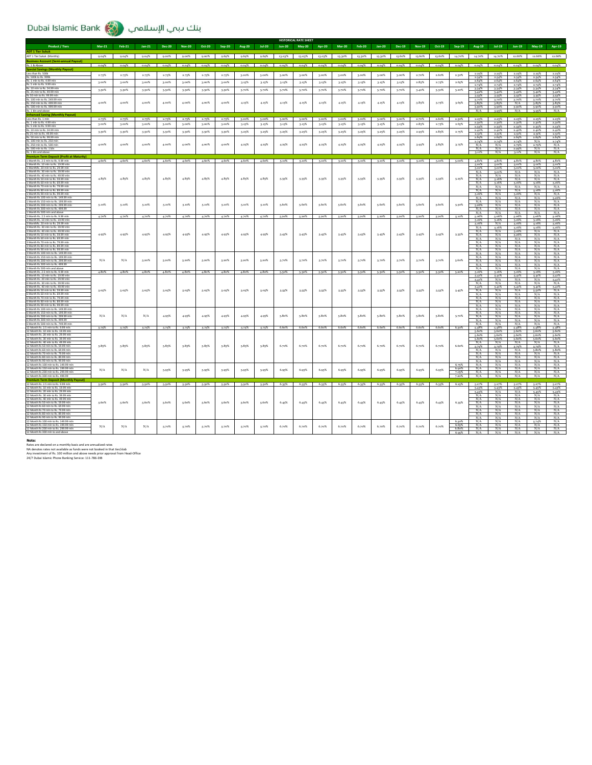# Dubai Islamic Bank بنك دبي الإسلامي

## HISTORICAL RATE SHEET

| Product / Tiers | Mar-21 | Feb-21 | Jan-21 | Dec-20 | Nov-20 | Oct-20 | Sep-20 | Aug-20 | Jul-20 | Jun-20 | May-20 | Apr-20 | Mar-20 | Feb-20 | Jan-20 | Dec-19 | Nov-19 | Oct-19 | Sep-19 | Aug-19 | Jul-19 | Jun-19 | May-19 | Apr-19 |
|---|---|---|---|---|---|---|---|---|---|---|---|---|---|---|---|---|---|---|---|---|---|---|---|---|
| **ADT 1 Tier Sukuk** | | | | | | | | | | | | | | | | | | | | | | | | |
| ADT 1 Tier Sukuk (Monthly) | 9.04% | 9.04% | 9.04% | 9.00% | 9.00% | 9.00% | 9.69% | 9.69% | 9.69% | 13.03% | 13.03% | 13.03% | 15.30% | 15.30% | 15.30% | 15.60% | 15.60% | 15.60% | 14.70% | 14.70% | 14.70% | 12.66% | 12.66% | 12.66% |
| **Business Account (Semi-annual Payout)** | | | | | | | | | | | | | | | | | | | | | | | | |
| Rs. 1 & Above | 0.04% | 0.04% | 0.04% | 0.04% | 0.04% | 0.04% | 0.04% | 0.04% | 0.04% | 0.04% | 0.04% | 0.04% | 0.04% | 0.04% | 0.04% | 0.04% | 0.04% | 0.04% | 0.04% | 0.04% | 0.04% | 0.04% | 0.04% | 0.04% |
| **Special Savings (Monthly Payout)** | | | | | | | | | | | | | | | | | | | | | | | | |
| Less than Rs. 500k | 2.75% | 2.75% | 2.75% | 2.75% | 2.75% | 2.75% | 2.75% | 3.00% | 3.00% | 3.00% | 3.00% | 3.00% | 3.00% | 3.00% | 3.00% | 3.00% | 2.70% | 2.60% | 2.50% | 2.25% | 2.25% | 2.25% | 2.25% | 2.25% |
| Rs. 500k to Rs. 999k | | | | | | | | | | | | | | | | | | | | 2.54% | 2.54% | 2.54% | 2.54% | 2.54% |
| Rs. 1 mln to Rs. 4.99 mln | 3.00% | 3.00% | 3.00% | 3.00% | 3.00% | 3.00% | 3.00% | 3.15% | 3.15% | 3.15% | 3.15% | 3.15% | 3.15% | 3.15% | 3.15% | 3.15% | 2.85% | 2.75% | 2.65% | 2.64% | 2.64% | 2.64% | 2.64% | 2.64% |
| Rs. 5 mln to Rs. 9.99 mln | | | | | | | | | | | | | | | | | | | | 2.74% | 2.74% | 2.74% | 2.74% | 2.74% |
| Rs. 10 mln to Rs. 24.99 mln | 3.50% | 3.50% | 3.50% | 3.50% | 3.50% | 3.50% | 3.50% | 3.70% | 3.70% | 3.70% | 3.70% | 3.70% | 3.70% | 3.70% | 3.70% | 3.70% | 3.40% | 3.30% | 3.20% | 3.34% | 3.34% | 3.34% | 3.34% | 3.34% |
| Rs. 25 mln to Rs. 49.99 mln | | | | | | | | | | | | | | | | | | | | 3.42% | 3.42% | 3.42% | 3.42% | 3.42% |
| Rs 50 mln to Rs. 99.99 mln | 4.00% | 4.00% | 4.00% | 4.00% | 4.00% | 4.00% | 4.00% | 4.15% | 4.15% | 4.15% | 4.15% | 4.15% | 4.15% | 4.15% | 4.15% | 4.15% | 3.85% | 3.75% | 3.65% | 3.55% | 3.55% | 3.55% | 3.55% | 3.55% |
| Rs. 100 mln to Rs. 249.99 mln | | | | | | | | | | | | | | | | | | | | 3.70% | 3.70% | 3.70% | 3.70% | 3.70% |
| Rs. 250 mln to Rs. 499.99 mln | | | | | | | | | | | | | | | | | | | | 3.85% | 3.85% | N/A | 3.85% | 3.85% |
| Rs. 500 mln to Rs. 999.99 mln | | | | | | | | | | | | | | | | | | | | 3.90% | 3.90% | 3.90% | 3.90% | 3.90% |
| Rs. 1 Bln and above | | | | | | | | | | | | | | | | | | | | N/A | 3.95% | N/A | 3.95% | N/A |
| **Enhanced Saving (Monthly Payout)** | | | | | | | | | | | | | | | | | | | | | | | | |
| Less than Rs. 1 mln | 2.75% | 2.75% | 2.75% | 2.75% | 2.75% | 2.75% | 2.75% | 3.00% | 3.00% | 3.00% | 3.00% | 3.00% | 3.00% | 3.00% | 3.00% | 3.00% | 2.70% | 2.60% | 2.50% | 2.25% | 2.25% | 2.25% | 2.25% | 2.25% |
| Rs. 1 mln to Rs. 4.99 mln | 3.00% | 3.00% | 3.00% | 3.00% | 3.00% | 3.00% | 3.00% | 3.15% | 3.15% | 3.15% | 3.15% | 3.15% | 3.15% | 3.15% | 3.15% | 3.15% | 2.85% | 2.75% | 2.65% | 2.30% | 2.30% | 2.30% | 2.30% | 2.30% |
| Rs. 5 mln to Rs. 9.99 mln | | | | | | | | | | | | | | | | | | | | 2.33% | 2.33% | 2.33% | 2.33% | 2.33% |
| Rs. 10 mln to Rs. 24.99 mln | 3.50% | 3.50% | 3.50% | 3.50% | 3.50% | 3.50% | 3.50% | 3.25% | 3.25% | 3.25% | 3.25% | 3.25% | 3.25% | 3.25% | 3.25% | 3.25% | 2.95% | 2.85% | 2.75% | 2.40% | 2.40% | 2.40% | 2.40% | 2.40% |
| Rs 25 mln to Rs. 49.99 mln | | | | | | | | | | | | | | | | | | | | 2.51% | 2.51% | 2.51% | 2.51% | 2.51% |
| Rs. 50 mln to Rs. 99.99 mln | 4.00% | 4.00% | 4.00% | 4.00% | 4.00% | 4.00% | 4.00% | 4.25% | 4.25% | 4.25% | 4.25% | 4.25% | 4.25% | 4.25% | 4.25% | 4.25% | 3.95% | 3.85% | 3.75% | 2.69% | 2.69% | 2.69% | 2.69% | 2.69% |
| Rs. 100 mln to Rs. 250 mln | | | | | | | | | | | | | | | | | | | | 2.74% | 2.74% | 2.74% | N/A | 2.74% |
| Rs. 250 mln to Rs. 500 mln | | | | | | | | | | | | | | | | | | | | N/A | N/A | 2.79% | 2.79% | N/A |
| Rs. 500 mln to Rs. 1 bln | | | | | | | | | | | | | | | | | | | | N/A | N/A | 2.99% | N/A | N/A |
| Rs. 1 Bln and above | | | | | | | | | | | | | | | | | | | | 3.11% | N/A | 3.11% | N/A | N/A |
| **Premium Term Deposit (Profit at Maturity)** | | | | | | | | | | | | | | | | | | | | | | | | |
| 1 Month Rs. 2.5 mln to Rs. 9.99 mln | 4.60% | 4.60% | 4.60% | 4.60% | 4.60% | 4.60% | 4.60% | 4.60% | 4.60% | 5.10% | 5.10% | 5.10% | 5.10% | 5.10% | 5.10% | 5.10% | 5.10% | 5.10% | 5.00% | 4.81% | 4.81% | 4.81% | 4.81% | 4.81% |
| 1 Month Rs. 10 mln to Rs. 19.99 mln | 4.85% | 4.85% | 4.85% | 4.85% | 4.85% | 4.85% | 4.85% | 4.85% | 4.85% | 5.35% | 5.35% | 5.35% | 5.35% | 5.35% | 5.35% | 5.35% | 5.35% | 5.35% | 5.25% | 5.01% | 5.01% | 5.01% | 5.01% | 5.01% |
| 1 MonthRs. 20 mln to Rs. 29.99 mln | | | | | | | | | | | | | | | | | | | | 5.01% | 5.01% | 5.01% | 5.01% | 5.01% |
| 1 Month Rs. 30 mln to Rs. 39.99 mln | | | | | | | | | | | | | | | | | | | | N/A | 5.01% | N/A | N/A | N/A |
| 1 Month Rs. 40 mln to Rs. 49.99 mln | | | | | | | | | | | | | | | | | | | | N/A | N/A | N/A | N/A | N/A |
| 1 Month Rs 50 mln to Rs. 59.99 mln | | | | | | | | | | | | | | | | | | | | N/A | 5.16% | N/A | N/A | N/A |
| 1 Month Rs 60 mln to Rs. 69.99 mln | | | | | | | | | | | | | | | | | | | | N/A | 5.16% | 5.16% | 5.16% | 5.16% |
| 1 Month Rs 70 mln to Rs. 79.99 mln | | | | | | | | | | | | | | | | | | | | N/A | N/A | N/A | N/A | N/A |
| 1 Month Rs 80 mln to Rs. 89.99 mln | | | | | | | | | | | | | | | | | | | | N/A | N/A | N/A | 5.16% | 5.16% |
| 1 Month Rs 90 mln to Rs. 99.99 mln | | | | | | | | | | | | | | | | | | | | 5.16% | N/A | 5.16% | 5.16% | N/A |
| 1 Month Rs 100 mln to Rs. 149.99 mln | 5.10% | 5.10% | 5.10% | 5.10% | 5.10% | 5.10% | 5.10% | 5.10% | 5.10% | 5.60% | 5.60% | 5.60% | 5.60% | 5.60% | 5.60% | 5.60% | 5.60% | 5.60% | 5.50% | N/A | N/A | N/A | N/A | 5.26% |
| 1 Month Rs 150 mln to Rs. 199.99 mln | | | | | | | | | | | | | | | | | | | | N/A | N/A | N/A | N/A | N/A |
| 1 Month Rs 200 mln to Rs. 299.99 mln | | | | | | | | | | | | | | | | | | | | 5.26% | N/A | N/A | N/A | N/A |
| 1 Month Rs 300 mln to Rs. 499.99 | | | | | | | | | | | | | | | | | | | | N/A | N/A | N/A | N/A | N/A |
| 1 Month Rs 500 mln and above | | | | | | | | | | | | | | | | | | | | N/A | N/A | N/A | N/A | N/A |
| 3 Month Rs. 2.5 mln to Rs. 9.99 mln | 4.70% | 4.70% | 4.70% | 4.70% | 4.70% | 4.70% | 4.70% | 4.70% | 4.70% | 5.20% | 5.20% | 5.20% | 5.20% | 5.20% | 5.20% | 5.20% | 5.20% | 5.20% | 5.10% | 5.06% | 5.06% | 5.06% | 5.06% | 5.06% |
| 3 Month Rs. 10 mln to Rs. 19.99 mln | 4.95% | 4.95% | 4.95% | 4.95% | 4.95% | 4.95% | 4.95% | 4.95% | 4.95% | 5.45% | 5.45% | 5.45% | 5.45% | 5.45% | 5.45% | 5.45% | 5.45% | 5.45% | 5.35% | 5.06% | 5.06% | 5.06% | 5.06% | 5.06% |
| 3 MonthRs. 20 mln to Rs. 29.99 mln | | | | | | | | | | | | | | | | | | | | 5.06% | N/A | 5.06% | 5.06% | 5.06% |
| 3 Month Rs. 30 mln to Rs. 39.99 mln | | | | | | | | | | | | | | | | | | | | N/A | 5.16% | 5.16% | 5.16% | 5.16% |
| 3 Month Rs. 40 mln to Rs. 49.99 mln | | | | | | | | | | | | | | | | | | | | N/A | N/A | 5.16% | N/A | N/A |
| 3 Month Rs 50 mln to Rs. 59.99 mln | | | | | | | | | | | | | | | | | | | | N/A | N/A | 5.26% | N/A | N/A |
| 3 Month Rs 60 mln to Rs. 69.99 mln | | | | | | | | | | | | | | | | | | | | N/A | N/A | N/A | N/A | N/A |
| 3 Month Rs 70 mln to Rs. 79.99 mln | | | | | | | | | | | | | | | | | | | | N/A | N/A | N/A | N/A | N/A |
| 3 Month Rs 80 mln to Rs. 89.99 mln | | | | | | | | | | | | | | | | | | | | N/A | N/A | N/A | N/A | N/A |
| 3 Month Rs 90 mln to Rs. 99.99 mln | | | | | | | | | | | | | | | | | | | | N/A | N/A | N/A | N/A | N/A |
| 3 Month Rs 100 mln to Rs. 149.99 mln | N/A | N/A | 5.20% | 5.20% | 5.20% | 5.20% | 5.20% | 5.20% | 5.20% | 5.70% | 5.70% | 5.70% | 5.70% | 5.70% | 5.70% | 5.70% | 5.70% | 5.70% | 5.60% | N/A | N/A | N/A | N/A | N/A |
| 3 Month Rs 150 mln to Rs. 199.99 mln | | | | | | | | | | | | | | | | | | | | N/A | N/A | N/A | N/A | N/A |
| 3 Month Rs 200 mln to Rs. 299.99 mln | | | | | | | | | | | | | | | | | | | | N/A | N/A | N/A | N/A | N/A |
| 3 Month Rs 300 mln to Rs. 499.99 | | | | | | | | | | | | | | | | | | | | N/A | N/A | N/A | N/A | N/A |
| 3 Month Rs 500 mln and above | | | | | | | | | | | | | | | | | | | | N/A | N/A | N/A | N/A | N/A |
| 6 Month Rs. 2.5 mln to Rs. 9.99 mln | 4.80% | 4.80% | 4.80% | 4.80% | 4.80% | 4.80% | 4.80% | 4.80% | 4.80% | 5.30% | 5.30% | 5.30% | 5.30% | 5.30% | 5.30% | 5.30% | 5.30% | 5.30% | 5.20% | 5.16% | 5.16% | 5.16% | 5.16% | 5.16% |
| 6 Month Rs. 10 mln to Rs. 19.99 mln | 5.05% | 5.05% | 5.05% | 5.05% | 5.05% | 5.05% | 5.05% | 5.05% | 5.05% | 5.55% | 5.55% | 5.55% | 5.55% | 5.55% | 5.55% | 5.55% | 5.55% | 5.55% | 5.45% | 5.41% | 5.41% | 5.41% | 5.41% | 5.41% |
| 6 Month Rs. 20 mln to Rs. 29.99 mln | | | | | | | | | | | | | | | | | | | | 5.41% | N/A | N/A | N/A | 5.41% |
| 6 Month Rs. 30 mln to Rs. 39.99 mln | | | | | | | | | | | | | | | | | | | | N/A | N/A | N/A | N/A | N/A |
| 6 Month Rs. 40 mln to Rs. 49.99 mln | | | | | | | | | | | | | | | | | | | | 5.41% | 5.41% | 5.41% | 5.41% | 5.41% |
| 6 Month Rs 50 mln to Rs. 59.99 mln | | | | | | | | | | | | | | | | | | | | N/A | N/A | N/A | 5.52% | N/A |
| 6 Month Rs 60 mln to Rs. 69.99 mln | | | | | | | | | | | | | | | | | | | | N/A | N/A | N/A | N/A | N/A |
| 6 Month Rs 70 mln to Rs. 79.99 mln | | | | | | | | | | | | | | | | | | | | N/A | N/A | N/A | N/A | N/A |
| 6 Month Rs 80 mln to Rs. 89.99 mln | | | | | | | | | | | | | | | | | | | | N/A | N/A | N/A | N/A | N/A |
| 6 Month Rs 90 mln to Rs. 99.99 mln | | | | | | | | | | | | | | | | | | | | N/A | N/A | N/A | N/A | N/A |
| 6 Month Rs 100 mln to Rs. 149.99 mln | N/A | N/A | N/A | 4.95% | 4.95% | 4.95% | 4.95% | 4.95% | 4.95% | 5.80% | 5.80% | 5.80% | 5.80% | 5.80% | 5.80% | 5.80% | 5.80% | 5.80% | 5.70% | N/A | N/A | N/A | N/A | N/A |
| 6 Month Rs 150 mln to Rs. 199.99 mln | | | | | | | | | | | | | | | | | | | | N/A | N/A | N/A | N/A | N/A |
| 6 Month Rs 200 mln to Rs. 299.99 mln | | | | | | | | | | | | | | | | | | | | N/A | N/A | N/A | N/A | N/A |
| 6 Month Rs 300 mln to Rs. 499.99 | | | | | | | | | | | | | | | | | | | | N/A | N/A | N/A | N/A | N/A |
| 6 Month Rs 500 mln to Rs. 749.99 mln | | | | | | | | | | | | | | | | | | | | N/A | N/A | N/A | N/A | N/A |
| 12 Month Rs. 2.5 mln to Rs. 9.99 mln | 5.75% | 5.75% | 5.75% | 5.75% | 5.75% | 5.75% | 5.75% | 5.75% | 5.75% | 6.60% | 6.60% | 6.60% | 6.60% | 6.60% | 6.60% | 6.60% | 6.60% | 6.60% | 6.50% | 5.48% | 5.48% | 5.48% | 5.48% | 5.48% |
| 12 Month Rs. 10 mln to Rs. 19.99 mln | 5.85% | 5.85% | 5.85% | 5.85% | 5.85% | 5.85% | 5.85% | 5.85% | 5.85% | 6.70% | 6.70% | 6.70% | 6.70% | 6.70% | 6.70% | 6.70% | 6.70% | 6.70% | 6.60% | 5.60% | 5.60% | 5.60% | 5.60% | 5.60% |
| 12 Month Rs. 20 mln to Rs. 29.99 mln | | | | | | | | | | | | | | | | | | | | 5.60% | 5.60% | 5.60% | 5.60% | 5.60% |
| 12 Month Rs. 30 mln to Rs. 39.99 mln | | | | | | | | | | | | | | | | | | | | 5.60% | 5.60% | 5.60% | 5.60% | 5.60% |
| 12 Month Rs. 40 mln to Rs. 49.99 mln | | | | | | | | | | | | | | | | | | | | N/A | N/A | N/A | N/A | N/A |
| 12 Month Rs 50 mln to Rs. 59.99 mln | | | | | | | | | | | | | | | | | | | | 5.75% | 5.75% | 5.75% | 5.75% | 5.75% |
| 12 Month Rs 60 mln to Rs. 69.99 mln | | | | | | | | | | | | | | | | | | | | N/A | N/A | N/A | 5.80% | 5.80% |
| 12 Month Rs 70 mln to Rs. 79.99 mln | | | | | | | | | | | | | | | | | | | | N/A | N/A | N/A | N/A | N/A |
| 12 Month Rs 80 mln to Rs. 89.99 mln | | | | | | | | | | | | | | | | | | | | N/A | N/A | N/A | N/A | N/A |
| 12 Month Rs 90 mln to Rs. 99.99 mln | | | | | | | | | | | | | | | | | | | | N/A | N/A | N/A | N/A | N/A |
| 12 Month Rs 100 mln to Rs. 149.99 mln | N/A | N/A | N/A | 5.95% | 5.95% | 5.95% | 5.95% | 5.95% | 5.95% | 6.95% | 6.95% | 6.95% | 6.95% | 6.95% | 6.95% | 6.95% | 6.95% | 6.95% | 6.75% | N/A | N/A | N/A | N/A | N/A |
| 12 Month Rs 150 mln to Rs. 199.99 mln | | | | | | | | | | | | | | | | | | | 6.90% | N/A | N/A | N/A | N/A | N/A |
| 12 Month Rs 200 mln to Rs. 299.99 mln | | | | | | | | | | | | | | | | | | | 7.05% | N/A | N/A | N/A | N/A | N/A |
| 12 Month Rs 300 mln to Rs. 499.99 | | | | | | | | | | | | | | | | | | | 7.20% | N/A | N/A | N/A | N/A | N/A |
| **Premium Term Deposit (Monthly Payout)** | | | | | | | | | | | | | | | | | | | | | | | | |
| 12 Month Rs. 2.5 mln to Rs. 9.99 mln | 5.50% | 5.50% | 5.50% | 5.50% | 5.50% | 5.50% | 5.50% | 5.50% | 5.50% | 6.35% | 6.35% | 6.35% | 6.35% | 6.35% | 6.35% | 6.35% | 6.35% | 6.35% | 6.25% | 5.27% | 5.27% | 5.27% | 5.27% | 5.27% |
| 12 Month Rs. 10 mln to Rs. 19.99 mln | 5.60% | 5.60% | 5.60% | 5.60% | 5.60% | 5.60% | 5.60% | 5.60% | 5.60% | 6.45% | 6.45% | 6.45% | 6.45% | 6.45% | 6.45% | 6.45% | 6.45% | 6.45% | 6.35% | 5.43% | 5.43% | 5.43% | 5.43% | 5.43% |
| 12 Month Rs. 20 mln to Rs. 29.99 mln | | | | | | | | | | | | | | | | | | | | 5.43% | N/A | N/A | 5.43% | 5.43% |
| 12 Month Rs. 30 mln to Rs. 39.99 mln | | | | | | | | | | | | | | | | | | | | N/A | N/A | N/A | N/A | N/A |
| 12 Month Rs. 40 mln to Rs. 49.99 mln | | | | | | | | | | | | | | | | | | | | N/A | N/A | N/A | N/A | N/A |
| 12 Month Rs 50 mln to Rs. 59.99 mln | | | | | | | | | | | | | | | | | | | | N/A | N/A | N/A | N/A | N/A |
| 12 Month Rs 60 mln to Rs. 69.99 mln | | | | | | | | | | | | | | | | | | | | N/A | N/A | N/A | N/A | N/A |
| 12 Month Rs 70 mln to Rs. 79.99 mln | | | | | | | | | | | | | | | | | | | | N/A | N/A | N/A | N/A | N/A |
| 12 Month Rs 80 mln to Rs. 89.99 mln | | | | | | | | | | | | | | | | | | | | N/A | N/A | N/A | N/A | N/A |
| 12 Month Rs 90 mln to Rs. 99.99 mln | | | | | | | | | | | | | | | | | | | | N/A | N/A | N/A | N/A | N/A |
| 12 Month Rs 100 mln to Rs. 149.99 mln | N/A | N/A | N/A | 5.70% | 5.70% | 5.70% | 5.70% | 5.70% | 5.70% | 6.70% | 6.70% | 6.70% | 6.70% | 6.70% | 6.70% | 6.70% | 6.70% | 6.70% | 6.50% | N/A | N/A | N/A | 5.74% | N/A |
| 12 Month Rs 150 mln to Rs. 199.99 mln | | | | | | | | | | | | | | | | | | | 6.65% | N/A | N/A | N/A | N/A | N/A |
| 12 Month Rs 200 mln to Rs. 299.99 mln | | | | | | | | | | | | | | | | | | | 6.80% | N/A | N/A | N/A | N/A | N/A |
| 12 Month Rs 300 mln and above | | | | | | | | | | | | | | | | | | | 6.95% | N/A | N/A | N/A | N/A | N/A |

**Note:**

Rates are declared on a monthly basis and are annualized rates

NA denotes rates not available as funds were not booked in that tier/slab

Any investment of Rs. 100 million and above needs prior approval from Head-Office

24/7 Dubai Islamic Phone Banking Service: 111-786-DIB